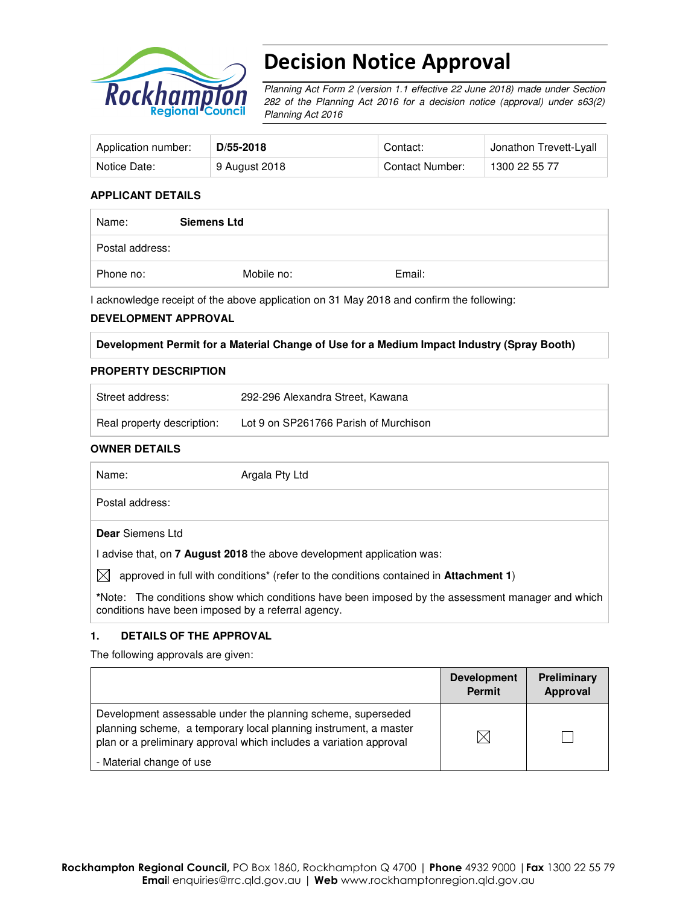# Decision Notice Approval

*Planning Act Form 2 (version 1.1 effective 22 June 2018) made under Section 282 of the Planning Act 2016 for a decision notice (approval) under s63(2) Planning Act 2016*

| Application number: | **D/55-2018** | Contact: | Jonathon Trevett-Lyall |
|---|---|---|---|
| Notice Date: | 9 August 2018 | Contact Number: | 1300 22 55 77 |

**APPLICANT DETAILS**

| Name: | **Siemens Ltd** | |
|---|---|---|
| Postal address: | | |
| Phone no: | Mobile no: | Email: |

I acknowledge receipt of the above application on 31 May 2018 and confirm the following:

**DEVELOPMENT APPROVAL**

**Development Permit for a Material Change of Use for a Medium Impact Industry (Spray Booth)**

**PROPERTY DESCRIPTION**

| Street address: | 292-296 Alexandra Street, Kawana |
|---|---|
| Real property description: | Lot 9 on SP261766 Parish of Murchison |

**OWNER DETAILS**

| Name: | Argala Pty Ltd |
|---|---|
| Postal address: | |

**Dear** Siemens Ltd

I advise that, on **7 August 2018** the above development application was:

☒ approved in full with conditions* (refer to the conditions contained in **Attachment 1**)

***Note:** The conditions show which conditions have been imposed by the assessment manager and which conditions have been imposed by a referral agency.

**1. DETAILS OF THE APPROVAL**

The following approvals are given:

| | Development Permit | Preliminary Approval |
|---|---|---|
| Development assessable under the planning scheme, superseded planning scheme, a temporary local planning instrument, a master plan or a preliminary approval which includes a variation approval<br>- Material change of use | ☒ | ☐ |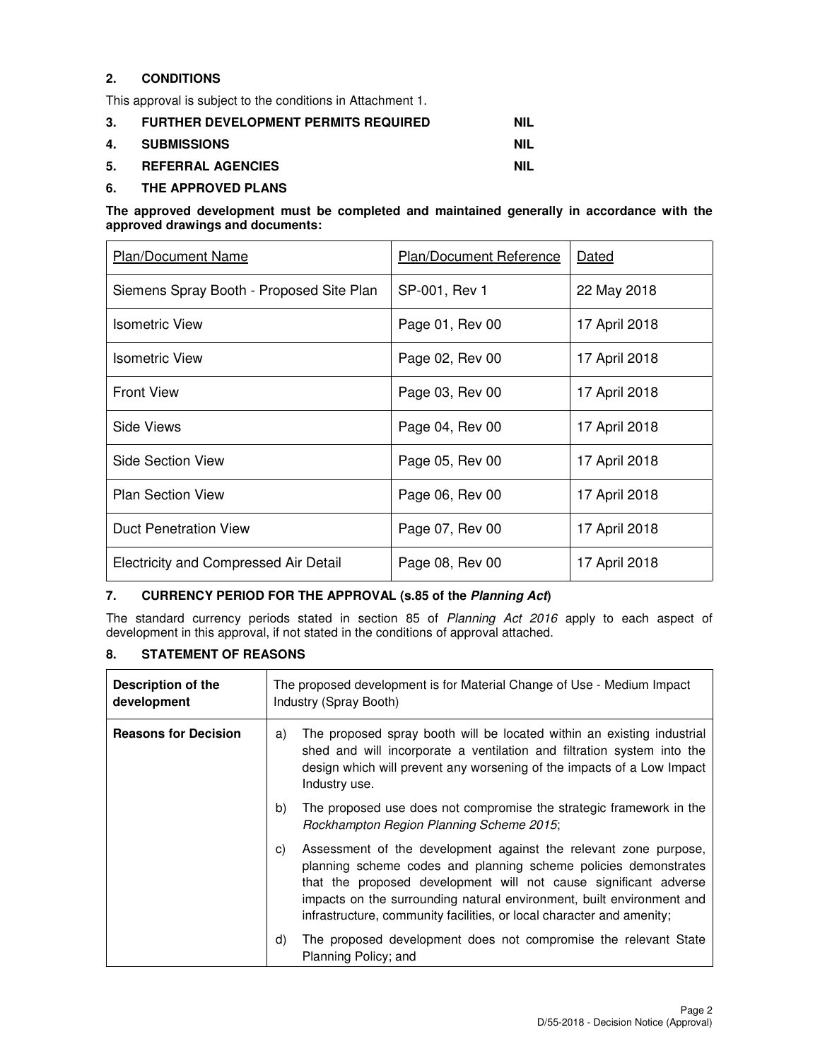## 2. CONDITIONS

This approval is subject to the conditions in Attachment 1.

## 3. FURTHER DEVELOPMENT PERMITS REQUIRED NIL

## 4. SUBMISSIONS NIL

## 5. REFERRAL AGENCIES NIL

## 6. THE APPROVED PLANS

**The approved development must be completed and maintained generally in accordance with the approved drawings and documents:**

| Plan/Document Name | Plan/Document Reference | Dated |
|---|---|---|
| Siemens Spray Booth - Proposed Site Plan | SP-001, Rev 1 | 22 May 2018 |
| Isometric View | Page 01, Rev 00 | 17 April 2018 |
| Isometric View | Page 02, Rev 00 | 17 April 2018 |
| Front View | Page 03, Rev 00 | 17 April 2018 |
| Side Views | Page 04, Rev 00 | 17 April 2018 |
| Side Section View | Page 05, Rev 00 | 17 April 2018 |
| Plan Section View | Page 06, Rev 00 | 17 April 2018 |
| Duct Penetration View | Page 07, Rev 00 | 17 April 2018 |
| Electricity and Compressed Air Detail | Page 08, Rev 00 | 17 April 2018 |

## 7. CURRENCY PERIOD FOR THE APPROVAL (s.85 of the *Planning Act*)

The standard currency periods stated in section 85 of *Planning Act 2016* apply to each aspect of development in this approval, if not stated in the conditions of approval attached.

## 8. STATEMENT OF REASONS

| Description of the development | The proposed development is for Material Change of Use - Medium Impact Industry (Spray Booth) |
|---|---|
| **Reasons for Decision** | a) The proposed spray booth will be located within an existing industrial shed and will incorporate a ventilation and filtration system into the design which will prevent any worsening of the impacts of a Low Impact Industry use. <br> b) The proposed use does not compromise the strategic framework in the *Rockhampton Region Planning Scheme 2015*; <br> c) Assessment of the development against the relevant zone purpose, planning scheme codes and planning scheme policies demonstrates that the proposed development will not cause significant adverse impacts on the surrounding natural environment, built environment and infrastructure, community facilities, or local character and amenity; <br> d) The proposed development does not compromise the relevant State Planning Policy; and |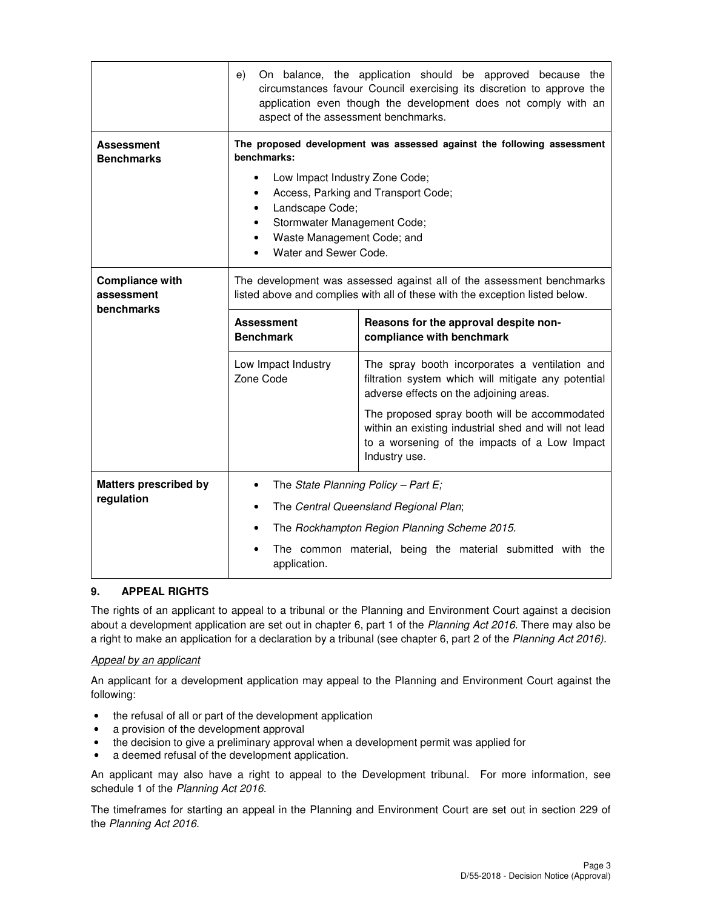| | |
|---|---|
| | e) On balance, the application should be approved because the circumstances favour Council exercising its discretion to approve the application even though the development does not comply with an aspect of the assessment benchmarks. |
| **Assessment Benchmarks** | **The proposed development was assessed against the following assessment benchmarks:**<br>• Low Impact Industry Zone Code;<br>• Access, Parking and Transport Code;<br>• Landscape Code;<br>• Stormwater Management Code;<br>• Waste Management Code; and<br>• Water and Sewer Code. |
| **Compliance with assessment benchmarks** | The development was assessed against all of the assessment benchmarks listed above and complies with all of these with the exception listed below.<br><br>**Assessment Benchmark**: Low Impact Industry Zone Code<br>**Reasons for the approval despite non-compliance with benchmark**: The spray booth incorporates a ventilation and filtration system which will mitigate any potential adverse effects on the adjoining areas. The proposed spray booth will be accommodated within an existing industrial shed and will not lead to a worsening of the impacts of a Low Impact Industry use. |
| **Matters prescribed by regulation** | • The *State Planning Policy – Part E;*<br>• The *Central Queensland Regional Plan*;<br>• The *Rockhampton Region Planning Scheme 2015*.<br>• The common material, being the material submitted with the application. |

## 9. APPEAL RIGHTS

The rights of an applicant to appeal to a tribunal or the Planning and Environment Court against a decision about a development application are set out in chapter 6, part 1 of the *Planning Act 2016*. There may also be a right to make an application for a declaration by a tribunal (see chapter 6, part 2 of the *Planning Act 2016).*

*Appeal by an applicant*

An applicant for a development application may appeal to the Planning and Environment Court against the following:

- the refusal of all or part of the development application
- a provision of the development approval
- the decision to give a preliminary approval when a development permit was applied for
- a deemed refusal of the development application.

An applicant may also have a right to appeal to the Development tribunal. For more information, see schedule 1 of the *Planning Act 2016*.

The timeframes for starting an appeal in the Planning and Environment Court are set out in section 229 of the *Planning Act 2016*.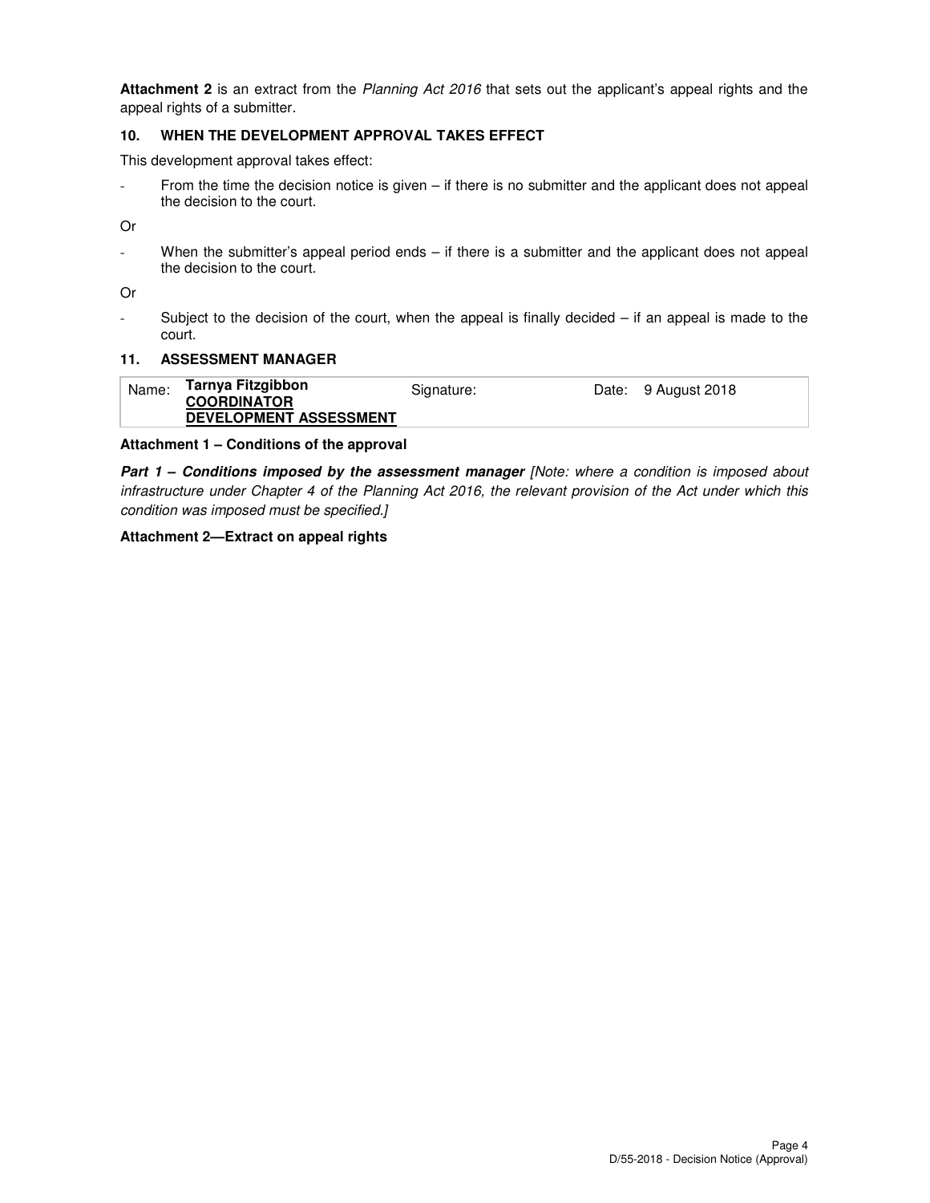**Attachment 2** is an extract from the *Planning Act 2016* that sets out the applicant's appeal rights and the appeal rights of a submitter.

### 10. WHEN THE DEVELOPMENT APPROVAL TAKES EFFECT

This development approval takes effect:

- From the time the decision notice is given – if there is no submitter and the applicant does not appeal the decision to the court.

Or

- When the submitter's appeal period ends – if there is a submitter and the applicant does not appeal the decision to the court.

Or

- Subject to the decision of the court, when the appeal is finally decided – if an appeal is made to the court.

### 11. ASSESSMENT MANAGER

| Name: | **Tarnya Fitzgibbon** **COORDINATOR** **DEVELOPMENT ASSESSMENT** | Signature: | | Date: | 9 August 2018 |
|---|---|---|---|---|---|

**Attachment 1 – Conditions of the approval**

***Part 1 – Conditions imposed by the assessment manager*** *[Note: where a condition is imposed about infrastructure under Chapter 4 of the Planning Act 2016, the relevant provision of the Act under which this condition was imposed must be specified.]*

**Attachment 2—Extract on appeal rights**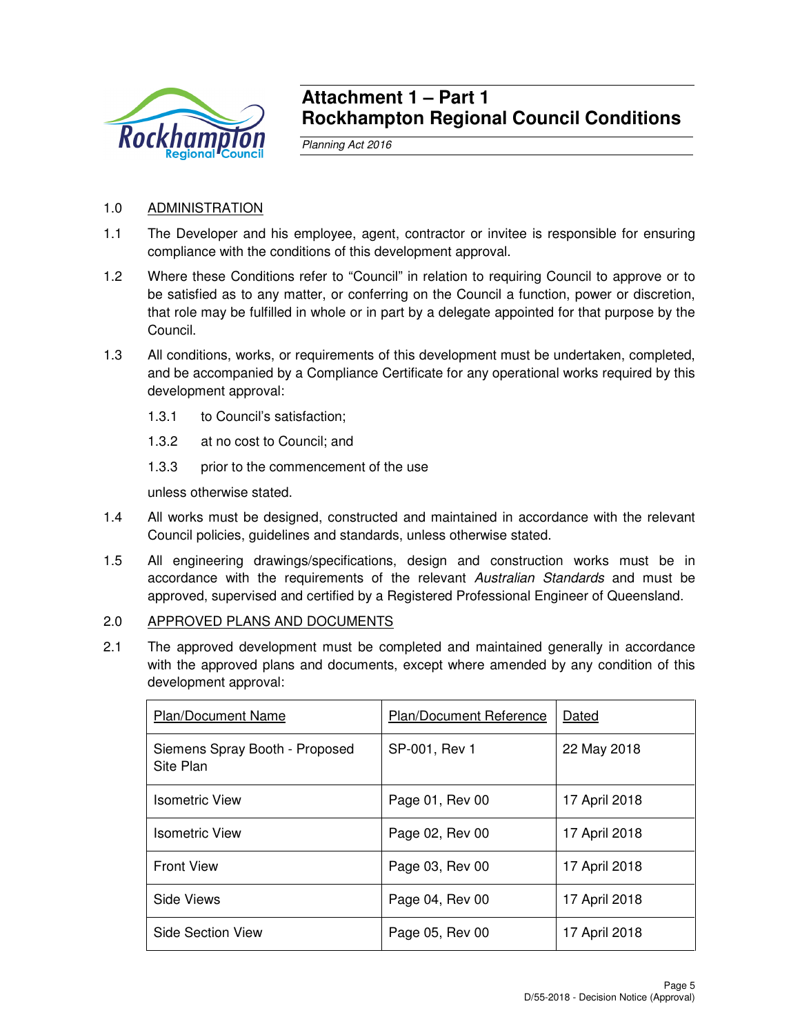# Attachment 1 – Part 1
# Rockhampton Regional Council Conditions

*Planning Act 2016*

1.0 ADMINISTRATION

1.1 The Developer and his employee, agent, contractor or invitee is responsible for ensuring compliance with the conditions of this development approval.

1.2 Where these Conditions refer to "Council" in relation to requiring Council to approve or to be satisfied as to any matter, or conferring on the Council a function, power or discretion, that role may be fulfilled in whole or in part by a delegate appointed for that purpose by the Council.

1.3 All conditions, works, or requirements of this development must be undertaken, completed, and be accompanied by a Compliance Certificate for any operational works required by this development approval:

1.3.1 to Council's satisfaction;

1.3.2 at no cost to Council; and

1.3.3 prior to the commencement of the use

unless otherwise stated.

1.4 All works must be designed, constructed and maintained in accordance with the relevant Council policies, guidelines and standards, unless otherwise stated.

1.5 All engineering drawings/specifications, design and construction works must be in accordance with the requirements of the relevant *Australian Standards* and must be approved, supervised and certified by a Registered Professional Engineer of Queensland.

2.0 APPROVED PLANS AND DOCUMENTS

2.1 The approved development must be completed and maintained generally in accordance with the approved plans and documents, except where amended by any condition of this development approval:

| Plan/Document Name | Plan/Document Reference | Dated |
|---|---|---|
| Siemens Spray Booth - Proposed Site Plan | SP-001, Rev 1 | 22 May 2018 |
| Isometric View | Page 01, Rev 00 | 17 April 2018 |
| Isometric View | Page 02, Rev 00 | 17 April 2018 |
| Front View | Page 03, Rev 00 | 17 April 2018 |
| Side Views | Page 04, Rev 00 | 17 April 2018 |
| Side Section View | Page 05, Rev 00 | 17 April 2018 |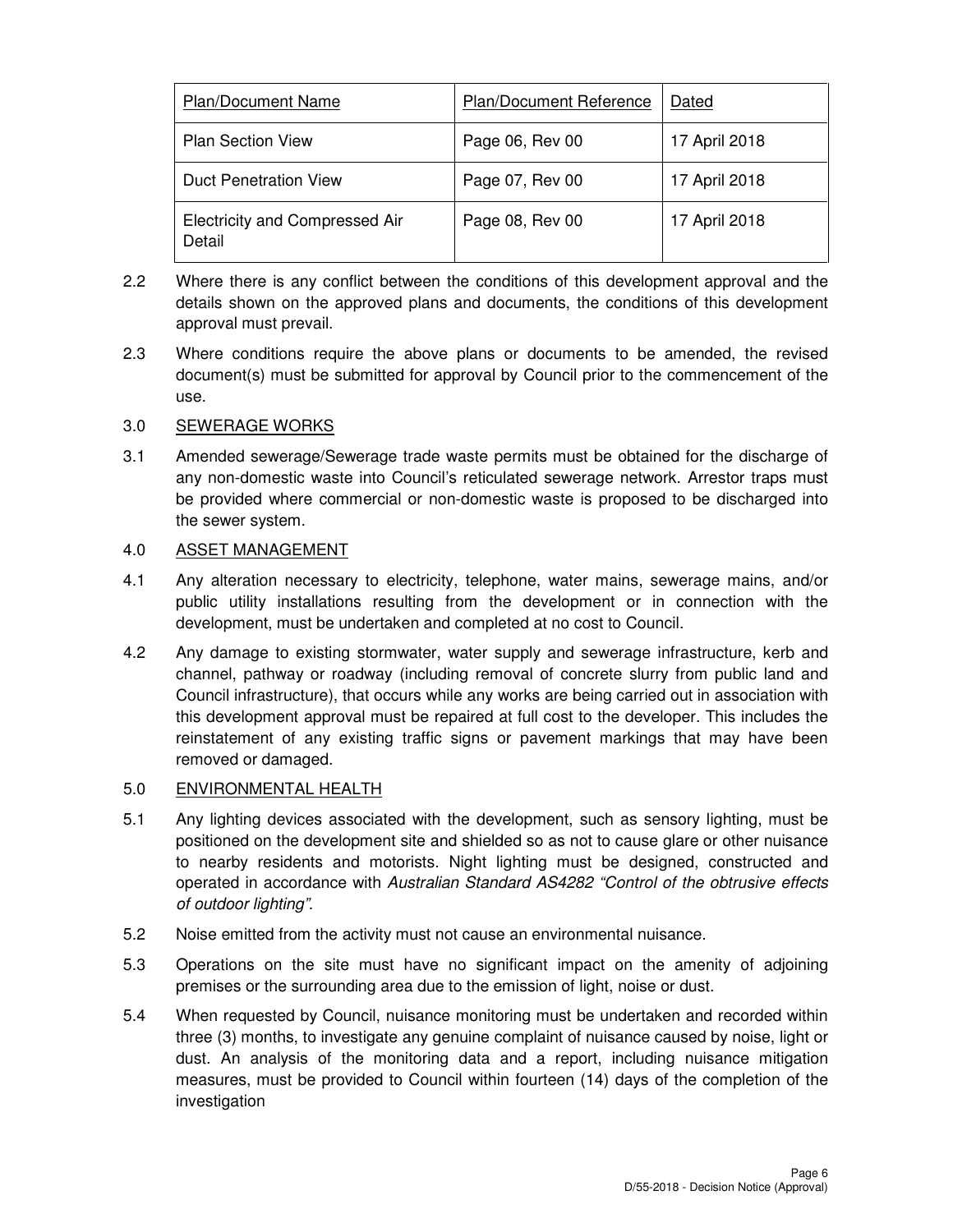| Plan/Document Name | Plan/Document Reference | Dated |
|---|---|---|
| Plan Section View | Page 06, Rev 00 | 17 April 2018 |
| Duct Penetration View | Page 07, Rev 00 | 17 April 2018 |
| Electricity and Compressed Air Detail | Page 08, Rev 00 | 17 April 2018 |

2.2 Where there is any conflict between the conditions of this development approval and the details shown on the approved plans and documents, the conditions of this development approval must prevail.

2.3 Where conditions require the above plans or documents to be amended, the revised document(s) must be submitted for approval by Council prior to the commencement of the use.

3.0 SEWERAGE WORKS

3.1 Amended sewerage/Sewerage trade waste permits must be obtained for the discharge of any non-domestic waste into Council's reticulated sewerage network. Arrestor traps must be provided where commercial or non-domestic waste is proposed to be discharged into the sewer system.

4.0 ASSET MANAGEMENT

4.1 Any alteration necessary to electricity, telephone, water mains, sewerage mains, and/or public utility installations resulting from the development or in connection with the development, must be undertaken and completed at no cost to Council.

4.2 Any damage to existing stormwater, water supply and sewerage infrastructure, kerb and channel, pathway or roadway (including removal of concrete slurry from public land and Council infrastructure), that occurs while any works are being carried out in association with this development approval must be repaired at full cost to the developer. This includes the reinstatement of any existing traffic signs or pavement markings that may have been removed or damaged.

5.0 ENVIRONMENTAL HEALTH

5.1 Any lighting devices associated with the development, such as sensory lighting, must be positioned on the development site and shielded so as not to cause glare or other nuisance to nearby residents and motorists. Night lighting must be designed, constructed and operated in accordance with *Australian Standard AS4282 "Control of the obtrusive effects of outdoor lighting"*.

5.2 Noise emitted from the activity must not cause an environmental nuisance.

5.3 Operations on the site must have no significant impact on the amenity of adjoining premises or the surrounding area due to the emission of light, noise or dust.

5.4 When requested by Council, nuisance monitoring must be undertaken and recorded within three (3) months, to investigate any genuine complaint of nuisance caused by noise, light or dust. An analysis of the monitoring data and a report, including nuisance mitigation measures, must be provided to Council within fourteen (14) days of the completion of the investigation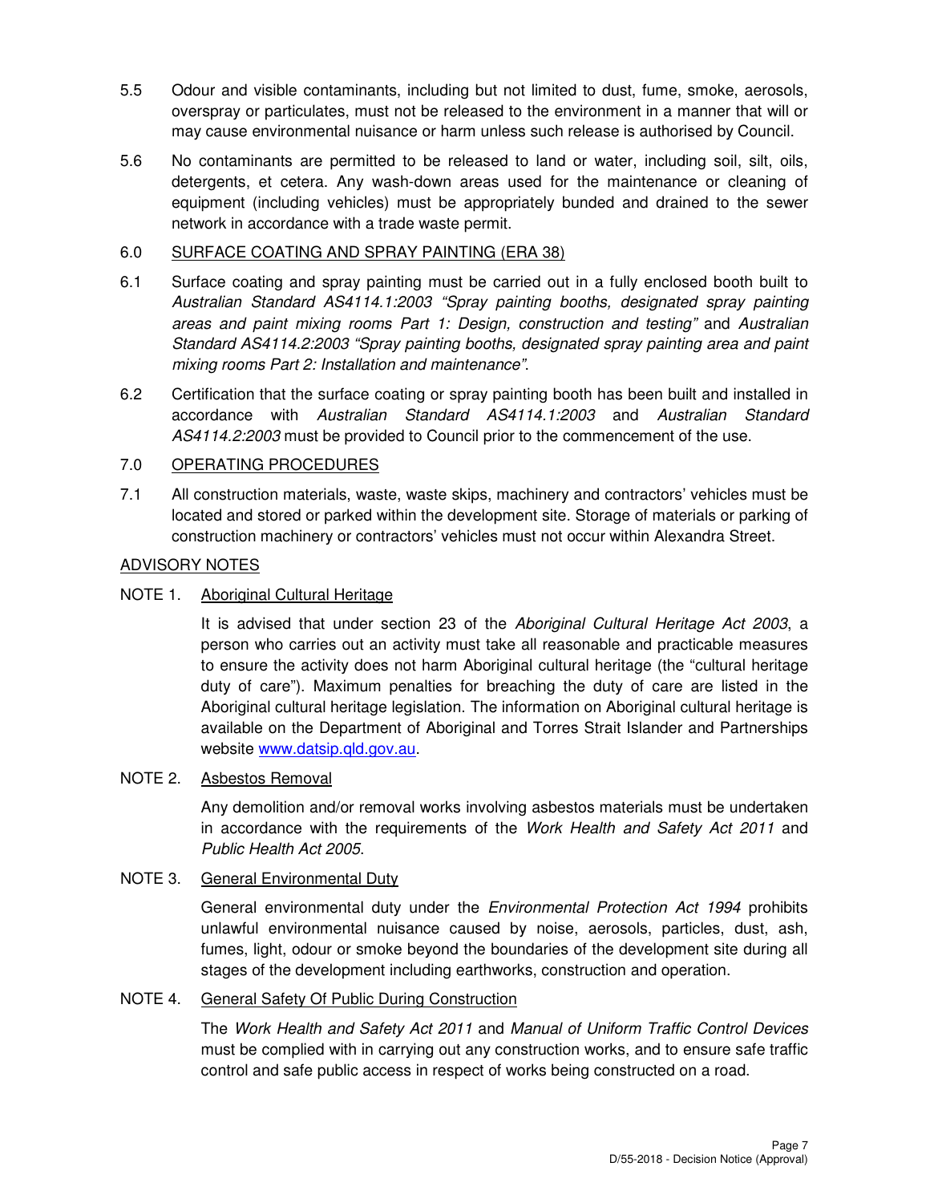5.5 Odour and visible contaminants, including but not limited to dust, fume, smoke, aerosols, overspray or particulates, must not be released to the environment in a manner that will or may cause environmental nuisance or harm unless such release is authorised by Council.

5.6 No contaminants are permitted to be released to land or water, including soil, silt, oils, detergents, et cetera. Any wash-down areas used for the maintenance or cleaning of equipment (including vehicles) must be appropriately bunded and drained to the sewer network in accordance with a trade waste permit.

6.0 <u>SURFACE COATING AND SPRAY PAINTING (ERA 38)</u>

6.1 Surface coating and spray painting must be carried out in a fully enclosed booth built to *Australian Standard AS4114.1:2003 "Spray painting booths, designated spray painting areas and paint mixing rooms Part 1: Design, construction and testing"* and *Australian Standard AS4114.2:2003 "Spray painting booths, designated spray painting area and paint mixing rooms Part 2: Installation and maintenance"*.

6.2 Certification that the surface coating or spray painting booth has been built and installed in accordance with *Australian Standard AS4114.1:2003* and *Australian Standard AS4114.2:2003* must be provided to Council prior to the commencement of the use.

7.0 <u>OPERATING PROCEDURES</u>

7.1 All construction materials, waste, waste skips, machinery and contractors' vehicles must be located and stored or parked within the development site. Storage of materials or parking of construction machinery or contractors' vehicles must not occur within Alexandra Street.

<u>ADVISORY NOTES</u>

NOTE 1. <u>Aboriginal Cultural Heritage</u>

It is advised that under section 23 of the *Aboriginal Cultural Heritage Act 2003*, a person who carries out an activity must take all reasonable and practicable measures to ensure the activity does not harm Aboriginal cultural heritage (the "cultural heritage duty of care"). Maximum penalties for breaching the duty of care are listed in the Aboriginal cultural heritage legislation. The information on Aboriginal cultural heritage is available on the Department of Aboriginal and Torres Strait Islander and Partnerships website www.datsip.qld.gov.au.

NOTE 2. <u>Asbestos Removal</u>

Any demolition and/or removal works involving asbestos materials must be undertaken in accordance with the requirements of the *Work Health and Safety Act 2011* and *Public Health Act 2005*.

NOTE 3. <u>General Environmental Duty</u>

General environmental duty under the *Environmental Protection Act 1994* prohibits unlawful environmental nuisance caused by noise, aerosols, particles, dust, ash, fumes, light, odour or smoke beyond the boundaries of the development site during all stages of the development including earthworks, construction and operation.

NOTE 4. <u>General Safety Of Public During Construction</u>

The *Work Health and Safety Act 2011* and *Manual of Uniform Traffic Control Devices* must be complied with in carrying out any construction works, and to ensure safe traffic control and safe public access in respect of works being constructed on a road.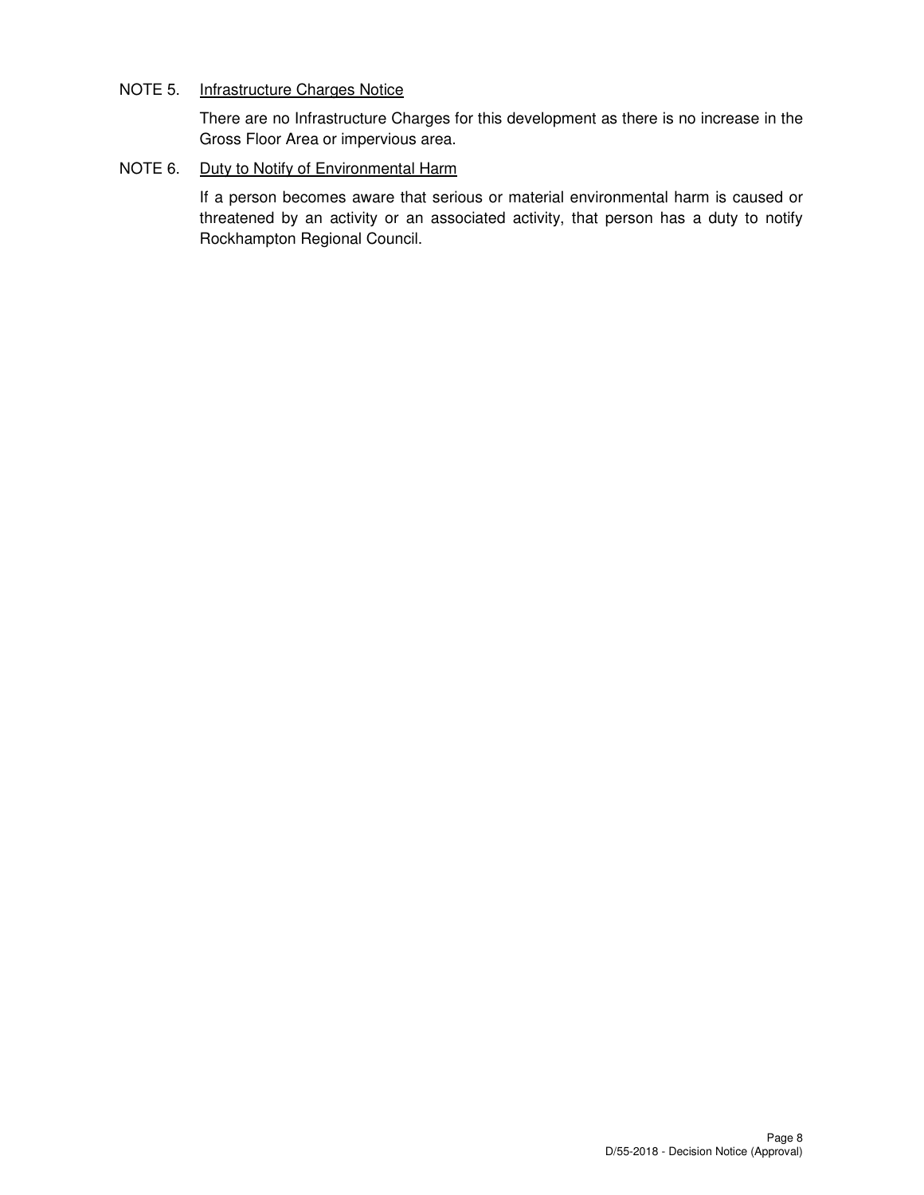NOTE 5. Infrastructure Charges Notice

There are no Infrastructure Charges for this development as there is no increase in the Gross Floor Area or impervious area.

NOTE 6. Duty to Notify of Environmental Harm

If a person becomes aware that serious or material environmental harm is caused or threatened by an activity or an associated activity, that person has a duty to notify Rockhampton Regional Council.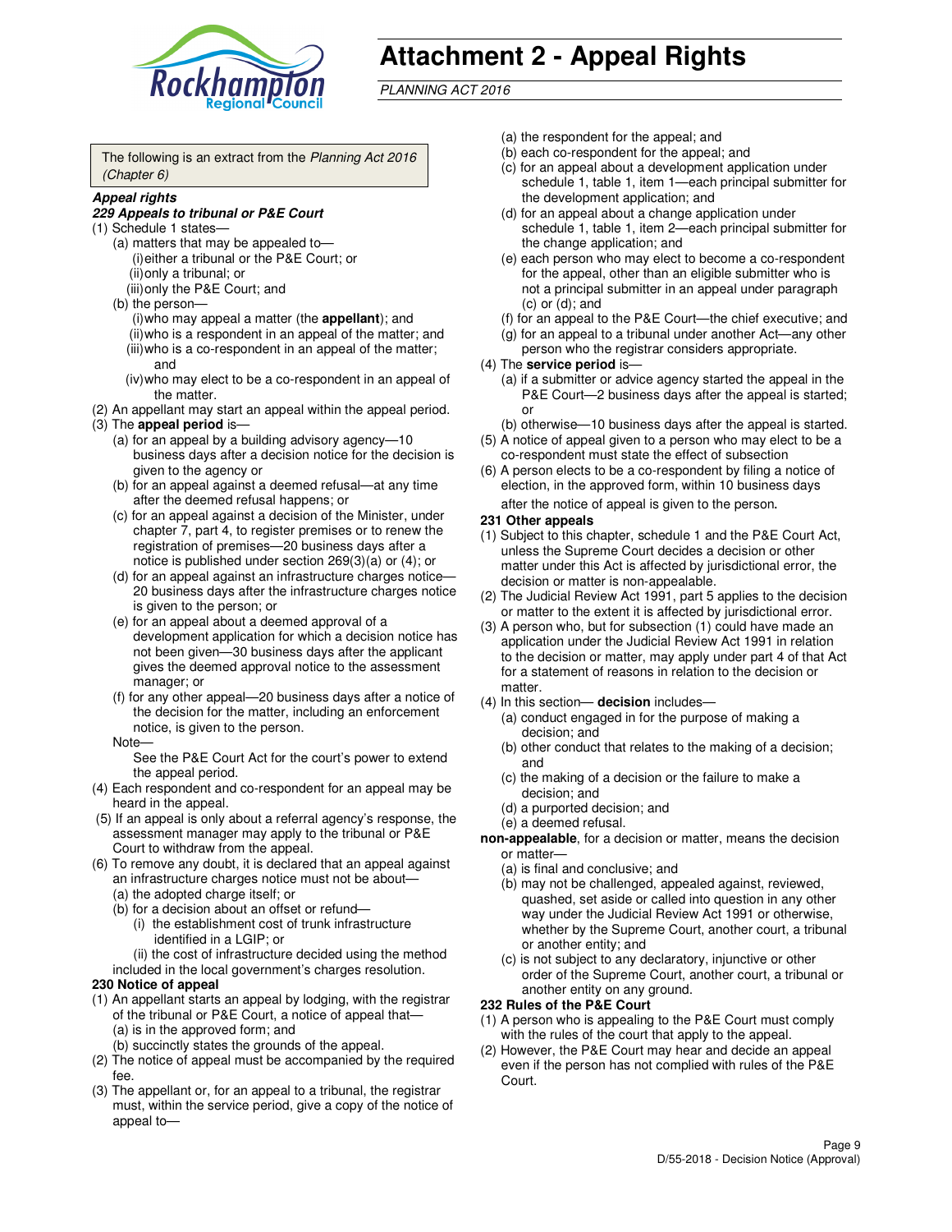# Attachment 2 - Appeal Rights

*PLANNING ACT 2016*

The following is an extract from the *Planning Act 2016 (Chapter 6)*

***Appeal rights***

***229 Appeals to tribunal or P&E Court***

(1) Schedule 1 states—

(a) matters that may be appealed to—

(i) either a tribunal or the P&E Court; or

(ii) only a tribunal; or

(iii) only the P&E Court; and

(b) the person—

(i) who may appeal a matter (the **appellant**); and

(ii) who is a respondent in an appeal of the matter; and

(iii) who is a co-respondent in an appeal of the matter; and

(iv) who may elect to be a co-respondent in an appeal of the matter.

(2) An appellant may start an appeal within the appeal period.

(3) The **appeal period** is—

(a) for an appeal by a building advisory agency—10 business days after a decision notice for the decision is given to the agency or

(b) for an appeal against a deemed refusal—at any time after the deemed refusal happens; or

(c) for an appeal against a decision of the Minister, under chapter 7, part 4, to register premises or to renew the registration of premises—20 business days after a notice is published under section 269(3)(a) or (4); or

(d) for an appeal against an infrastructure charges notice—20 business days after the infrastructure charges notice is given to the person; or

(e) for an appeal about a deemed approval of a development application for which a decision notice has not been given—30 business days after the applicant gives the deemed approval notice to the assessment manager; or

(f) for any other appeal—20 business days after a notice of the decision for the matter, including an enforcement notice, is given to the person.

Note—

See the P&E Court Act for the court's power to extend the appeal period.

(4) Each respondent and co-respondent for an appeal may be heard in the appeal.

(5) If an appeal is only about a referral agency's response, the assessment manager may apply to the tribunal or P&E Court to withdraw from the appeal.

(6) To remove any doubt, it is declared that an appeal against an infrastructure charges notice must not be about—

(a) the adopted charge itself; or

(b) for a decision about an offset or refund—

(i) the establishment cost of trunk infrastructure identified in a LGIP; or

(ii) the cost of infrastructure decided using the method included in the local government's charges resolution.

**230 Notice of appeal**

(1) An appellant starts an appeal by lodging, with the registrar of the tribunal or P&E Court, a notice of appeal that—

(a) is in the approved form; and

(b) succinctly states the grounds of the appeal.

(2) The notice of appeal must be accompanied by the required fee.

(3) The appellant or, for an appeal to a tribunal, the registrar must, within the service period, give a copy of the notice of appeal to—

(a) the respondent for the appeal; and

(b) each co-respondent for the appeal; and

(c) for an appeal about a development application under schedule 1, table 1, item 1—each principal submitter for the development application; and

(d) for an appeal about a change application under schedule 1, table 1, item 2—each principal submitter for the change application; and

(e) each person who may elect to become a co-respondent for the appeal, other than an eligible submitter who is not a principal submitter in an appeal under paragraph (c) or (d); and

(f) for an appeal to the P&E Court—the chief executive; and

(g) for an appeal to a tribunal under another Act—any other person who the registrar considers appropriate.

(4) The **service period** is—

(a) if a submitter or advice agency started the appeal in the P&E Court—2 business days after the appeal is started; or

(b) otherwise—10 business days after the appeal is started.

(5) A notice of appeal given to a person who may elect to be a co-respondent must state the effect of subsection

(6) A person elects to be a co-respondent by filing a notice of election, in the approved form, within 10 business days after the notice of appeal is given to the person.

**231 Other appeals**

(1) Subject to this chapter, schedule 1 and the P&E Court Act, unless the Supreme Court decides a decision or other matter under this Act is affected by jurisdictional error, the decision or matter is non-appealable.

(2) The Judicial Review Act 1991, part 5 applies to the decision or matter to the extent it is affected by jurisdictional error.

(3) A person who, but for subsection (1) could have made an application under the Judicial Review Act 1991 in relation to the decision or matter, may apply under part 4 of that Act for a statement of reasons in relation to the decision or matter.

(4) In this section— **decision** includes—

(a) conduct engaged in for the purpose of making a decision; and

(b) other conduct that relates to the making of a decision; and

(c) the making of a decision or the failure to make a decision; and

(d) a purported decision; and

(e) a deemed refusal.

**non-appealable**, for a decision or matter, means the decision or matter—

(a) is final and conclusive; and

(b) may not be challenged, appealed against, reviewed, quashed, set aside or called into question in any other way under the Judicial Review Act 1991 or otherwise, whether by the Supreme Court, another court, a tribunal or another entity; and

(c) is not subject to any declaratory, injunctive or other order of the Supreme Court, another court, a tribunal or another entity on any ground.

**232 Rules of the P&E Court**

(1) A person who is appealing to the P&E Court must comply with the rules of the court that apply to the appeal.

(2) However, the P&E Court may hear and decide an appeal even if the person has not complied with rules of the P&E Court.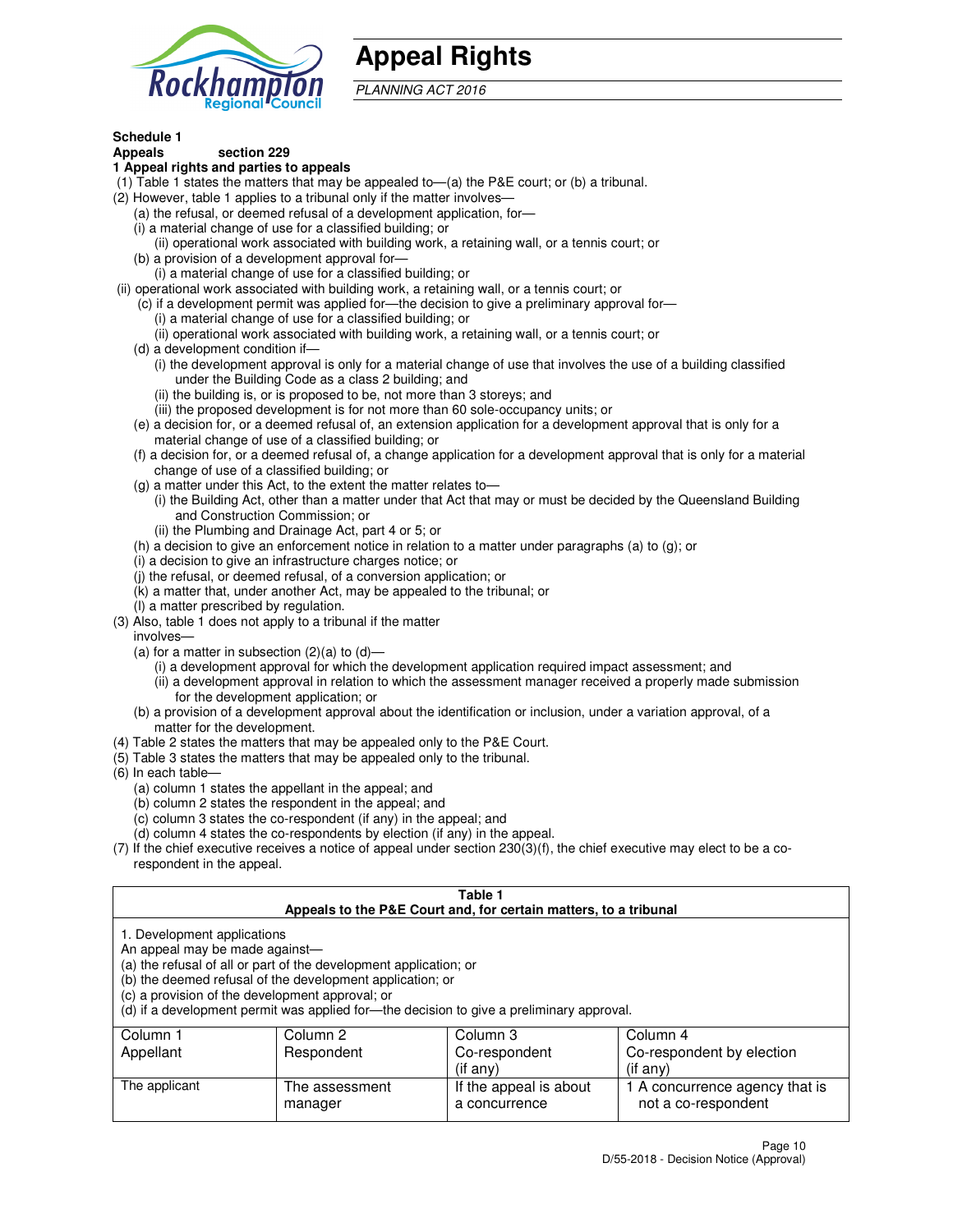# Appeal Rights

*PLANNING ACT 2016*

**Schedule 1**
**Appeals section 229**
**1 Appeal rights and parties to appeals**

(1) Table 1 states the matters that may be appealed to—(a) the P&E court; or (b) a tribunal.

(2) However, table 1 applies to a tribunal only if the matter involves—

(a) the refusal, or deemed refusal of a development application, for—

(i) a material change of use for a classified building; or

(ii) operational work associated with building work, a retaining wall, or a tennis court; or

(b) a provision of a development approval for—

(i) a material change of use for a classified building; or

(ii) operational work associated with building work, a retaining wall, or a tennis court; or

(c) if a development permit was applied for—the decision to give a preliminary approval for—

(i) a material change of use for a classified building; or

(ii) operational work associated with building work, a retaining wall, or a tennis court; or

(d) a development condition if—

(i) the development approval is only for a material change of use that involves the use of a building classified under the Building Code as a class 2 building; and

(ii) the building is, or is proposed to be, not more than 3 storeys; and

(iii) the proposed development is for not more than 60 sole-occupancy units; or

(e) a decision for, or a deemed refusal of, an extension application for a development approval that is only for a material change of use of a classified building; or

(f) a decision for, or a deemed refusal of, a change application for a development approval that is only for a material change of use of a classified building; or

(g) a matter under this Act, to the extent the matter relates to—

(i) the Building Act, other than a matter under that Act that may or must be decided by the Queensland Building and Construction Commission; or

(ii) the Plumbing and Drainage Act, part 4 or 5; or

(h) a decision to give an enforcement notice in relation to a matter under paragraphs (a) to (g); or

(i) a decision to give an infrastructure charges notice; or

(j) the refusal, or deemed refusal, of a conversion application; or

(k) a matter that, under another Act, may be appealed to the tribunal; or

(l) a matter prescribed by regulation.

(3) Also, table 1 does not apply to a tribunal if the matter involves—

(a) for a matter in subsection (2)(a) to (d)—

(i) a development approval for which the development application required impact assessment; and

(ii) a development approval in relation to which the assessment manager received a properly made submission for the development application; or

(b) a provision of a development approval about the identification or inclusion, under a variation approval, of a matter for the development.

(4) Table 2 states the matters that may be appealed only to the P&E Court.

(5) Table 3 states the matters that may be appealed only to the tribunal.

(6) In each table—

(a) column 1 states the appellant in the appeal; and

(b) column 2 states the respondent in the appeal; and

(c) column 3 states the co-respondent (if any) in the appeal; and

(d) column 4 states the co-respondents by election (if any) in the appeal.

(7) If the chief executive receives a notice of appeal under section 230(3)(f), the chief executive may elect to be a co-respondent in the appeal.

**Table 1**
**Appeals to the P&E Court and, for certain matters, to a tribunal**

1. Development applications
An appeal may be made against—
(a) the refusal of all or part of the development application; or
(b) the deemed refusal of the development application; or
(c) a provision of the development approval; or
(d) if a development permit was applied for—the decision to give a preliminary approval.

| Column 1<br>Appellant | Column 2<br>Respondent | Column 3<br>Co-respondent<br>(if any) | Column 4<br>Co-respondent by election<br>(if any) |
|---|---|---|---|
| The applicant | The assessment manager | If the appeal is about a concurrence | 1 A concurrence agency that is not a co-respondent |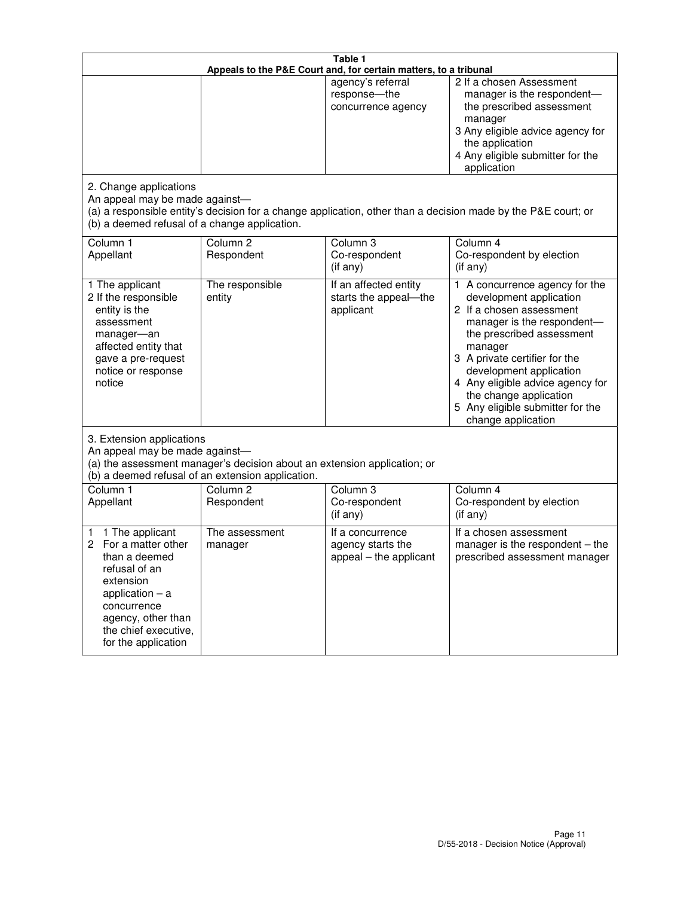**Table 1**
**Appeals to the P&E Court and, for certain matters, to a tribunal**

| | | | |
|---|---|---|---|
| | | agency's referral response—the concurrence agency | 2 If a chosen Assessment manager is the respondent—the prescribed assessment manager<br>3 Any eligible advice agency for the application<br>4 Any eligible submitter for the application |

2. Change applications
An appeal may be made against—
(a) a responsible entity's decision for a change application, other than a decision made by the P&E court; or
(b) a deemed refusal of a change application.

| Column 1<br>Appellant | Column 2<br>Respondent | Column 3<br>Co-respondent<br>(if any) | Column 4<br>Co-respondent by election<br>(if any) |
|---|---|---|---|
| 1 The applicant<br>2 If the responsible entity is the assessment manager—an affected entity that gave a pre-request notice or response notice | The responsible entity | If an affected entity starts the appeal—the applicant | 1 A concurrence agency for the development application<br>2 If a chosen assessment manager is the respondent—the prescribed assessment manager<br>3 A private certifier for the development application<br>4 Any eligible advice agency for the change application<br>5 Any eligible submitter for the change application |

3. Extension applications
An appeal may be made against—
(a) the assessment manager's decision about an extension application; or
(b) a deemed refusal of an extension application.

| Column 1<br>Appellant | Column 2<br>Respondent | Column 3<br>Co-respondent<br>(if any) | Column 4<br>Co-respondent by election<br>(if any) |
|---|---|---|---|
| 1 1 The applicant<br>2 For a matter other than a deemed refusal of an extension application – a concurrence agency, other than the chief executive, for the application | The assessment manager | If a concurrence agency starts the appeal – the applicant | If a chosen assessment manager is the respondent – the prescribed assessment manager |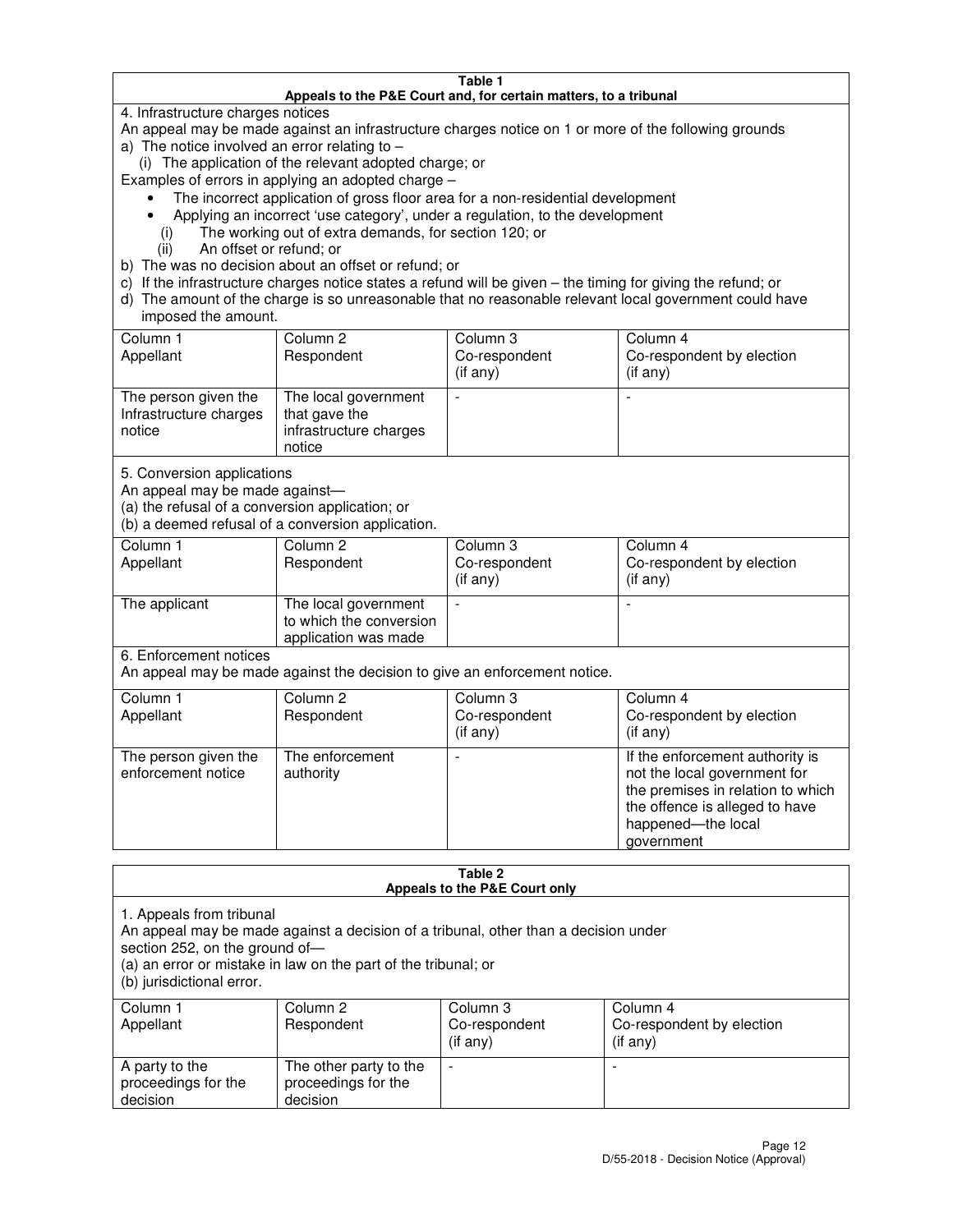**Table 1**
**Appeals to the P&E Court and, for certain matters, to a tribunal**

4. Infrastructure charges notices

An appeal may be made against an infrastructure charges notice on 1 or more of the following grounds

a) The notice involved an error relating to –
   (i) The application of the relevant adopted charge; or

Examples of errors in applying an adopted charge –

- The incorrect application of gross floor area for a non-residential development
- Applying an incorrect 'use category', under a regulation, to the development

   (i) The working out of extra demands, for section 120; or
   (ii) An offset or refund; or

b) The was no decision about an offset or refund; or
c) If the infrastructure charges notice states a refund will be given – the timing for giving the refund; or
d) The amount of the charge is so unreasonable that no reasonable relevant local government could have imposed the amount.

| Column 1 Appellant | Column 2 Respondent | Column 3 Co-respondent (if any) | Column 4 Co-respondent by election (if any) |
|---|---|---|---|
| The person given the Infrastructure charges notice | The local government that gave the infrastructure charges notice | - | - |

5. Conversion applications

An appeal may be made against—
(a) the refusal of a conversion application; or
(b) a deemed refusal of a conversion application.

| Column 1 Appellant | Column 2 Respondent | Column 3 Co-respondent (if any) | Column 4 Co-respondent by election (if any) |
|---|---|---|---|
| The applicant | The local government to which the conversion application was made | - | - |

6. Enforcement notices

An appeal may be made against the decision to give an enforcement notice.

| Column 1 Appellant | Column 2 Respondent | Column 3 Co-respondent (if any) | Column 4 Co-respondent by election (if any) |
|---|---|---|---|
| The person given the enforcement notice | The enforcement authority | - | If the enforcement authority is not the local government for the premises in relation to which the offence is alleged to have happened—the local government |

**Table 2**
**Appeals to the P&E Court only**

1. Appeals from tribunal

An appeal may be made against a decision of a tribunal, other than a decision under section 252, on the ground of—
(a) an error or mistake in law on the part of the tribunal; or
(b) jurisdictional error.

| Column 1 Appellant | Column 2 Respondent | Column 3 Co-respondent (if any) | Column 4 Co-respondent by election (if any) |
|---|---|---|---|
| A party to the proceedings for the decision | The other party to the proceedings for the decision | - | - |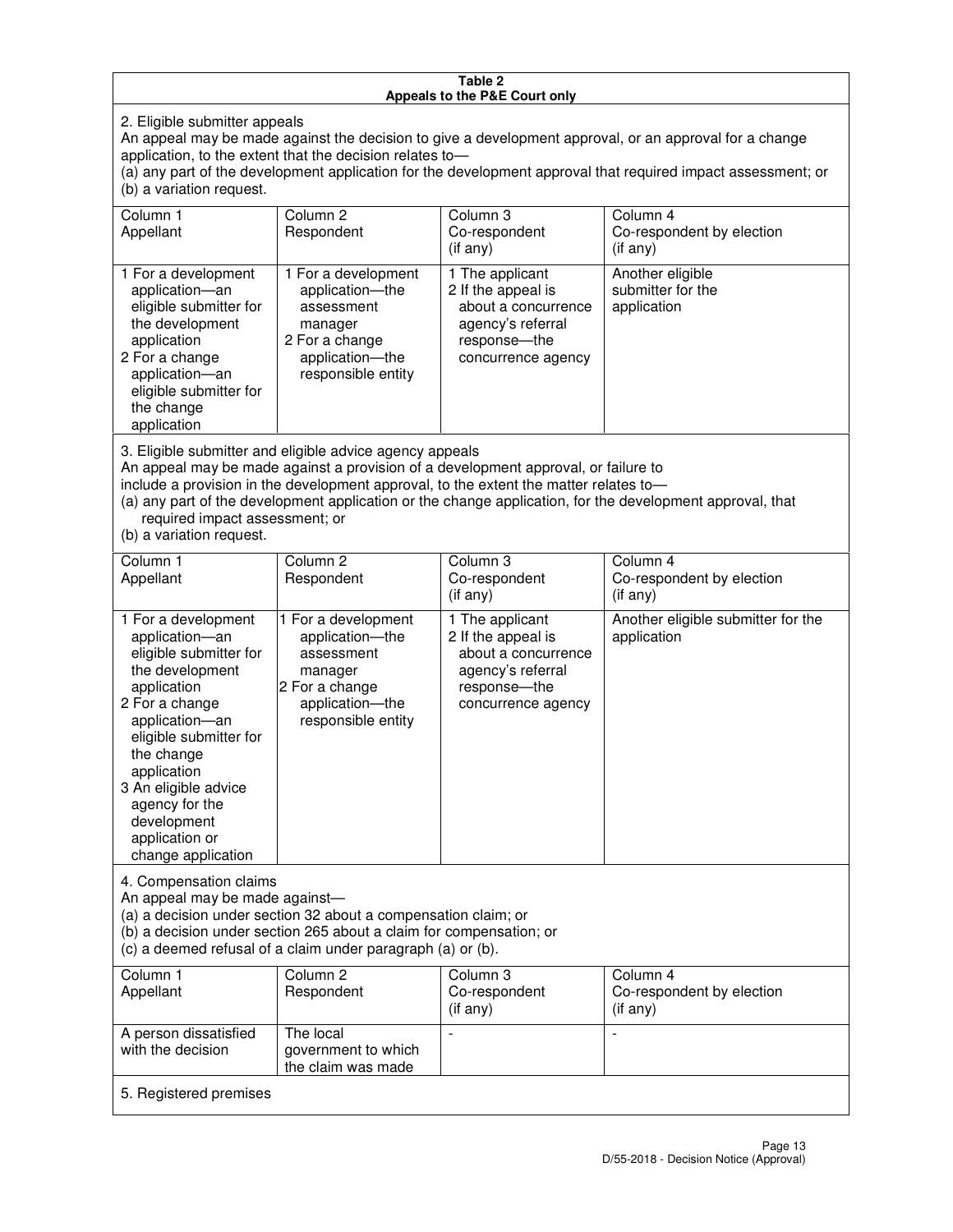**Table 2**
**Appeals to the P&E Court only**

2. Eligible submitter appeals

An appeal may be made against the decision to give a development approval, or an approval for a change application, to the extent that the decision relates to—

(a) any part of the development application for the development approval that required impact assessment; or

(b) a variation request.

| Column 1<br>Appellant | Column 2<br>Respondent | Column 3<br>Co-respondent<br>(if any) | Column 4<br>Co-respondent by election<br>(if any) |
|---|---|---|---|
| 1 For a development application—an eligible submitter for the development application<br>2 For a change application—an eligible submitter for the change application | 1 For a development application—the assessment manager<br>2 For a change application—the responsible entity | 1 The applicant<br>2 If the appeal is about a concurrence agency's referral response—the concurrence agency | Another eligible submitter for the application |

3. Eligible submitter and eligible advice agency appeals

An appeal may be made against a provision of a development approval, or failure to include a provision in the development approval, to the extent the matter relates to—

(a) any part of the development application or the change application, for the development approval, that required impact assessment; or

(b) a variation request.

| Column 1<br>Appellant | Column 2<br>Respondent | Column 3<br>Co-respondent<br>(if any) | Column 4<br>Co-respondent by election<br>(if any) |
|---|---|---|---|
| 1 For a development application—an eligible submitter for the development application<br>2 For a change application—an eligible submitter for the change application<br>3 An eligible advice agency for the development application or change application | 1 For a development application—the assessment manager<br>2 For a change application—the responsible entity | 1 The applicant<br>2 If the appeal is about a concurrence agency's referral response—the concurrence agency | Another eligible submitter for the application |

4. Compensation claims

An appeal may be made against—

(a) a decision under section 32 about a compensation claim; or

(b) a decision under section 265 about a claim for compensation; or

(c) a deemed refusal of a claim under paragraph (a) or (b).

| Column 1<br>Appellant | Column 2<br>Respondent | Column 3<br>Co-respondent<br>(if any) | Column 4<br>Co-respondent by election<br>(if any) |
|---|---|---|---|
| A person dissatisfied with the decision | The local government to which the claim was made | - | - |

5. Registered premises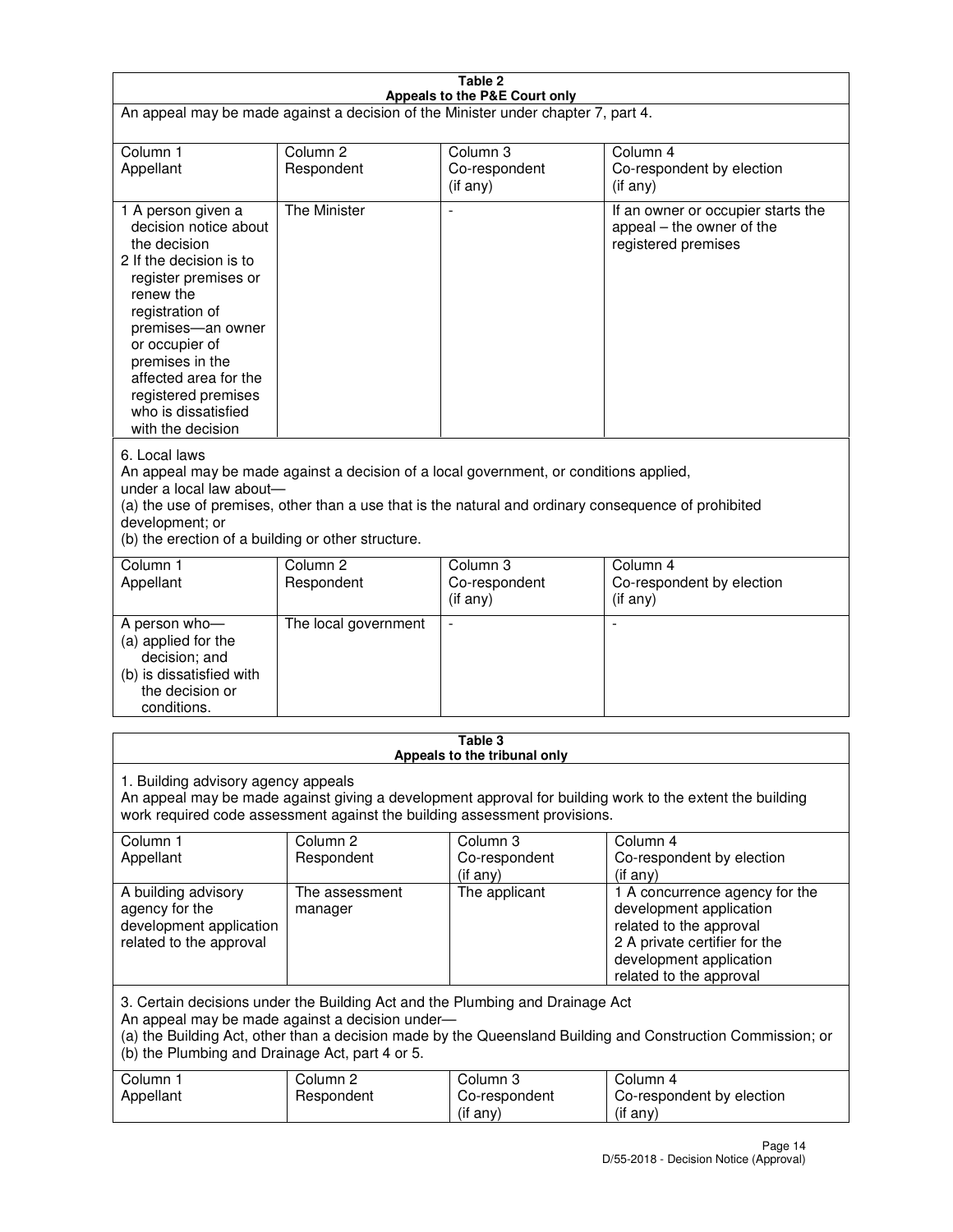**Table 2**
**Appeals to the P&E Court only**

An appeal may be made against a decision of the Minister under chapter 7, part 4.

| Column 1 Appellant | Column 2 Respondent | Column 3 Co-respondent (if any) | Column 4 Co-respondent by election (if any) |
|---|---|---|---|
| 1 A person given a decision notice about the decision<br>2 If the decision is to register premises or renew the registration of premises—an owner or occupier of premises in the affected area for the registered premises who is dissatisfied with the decision | The Minister | - | If an owner or occupier starts the appeal – the owner of the registered premises |

6. Local laws
An appeal may be made against a decision of a local government, or conditions applied, under a local law about—
(a) the use of premises, other than a use that is the natural and ordinary consequence of prohibited development; or
(b) the erection of a building or other structure.

| Column 1 Appellant | Column 2 Respondent | Column 3 Co-respondent (if any) | Column 4 Co-respondent by election (if any) |
|---|---|---|---|
| A person who—<br>(a) applied for the decision; and<br>(b) is dissatisfied with the decision or conditions. | The local government | - | - |

**Table 3**
**Appeals to the tribunal only**

1. Building advisory agency appeals
An appeal may be made against giving a development approval for building work to the extent the building work required code assessment against the building assessment provisions.

| Column 1 Appellant | Column 2 Respondent | Column 3 Co-respondent (if any) | Column 4 Co-respondent by election (if any) |
|---|---|---|---|
| A building advisory agency for the development application related to the approval | The assessment manager | The applicant | 1 A concurrence agency for the development application related to the approval<br>2 A private certifier for the development application related to the approval |

3. Certain decisions under the Building Act and the Plumbing and Drainage Act
An appeal may be made against a decision under—
(a) the Building Act, other than a decision made by the Queensland Building and Construction Commission; or
(b) the Plumbing and Drainage Act, part 4 or 5.

| Column 1 Appellant | Column 2 Respondent | Column 3 Co-respondent (if any) | Column 4 Co-respondent by election (if any) |
|---|---|---|---|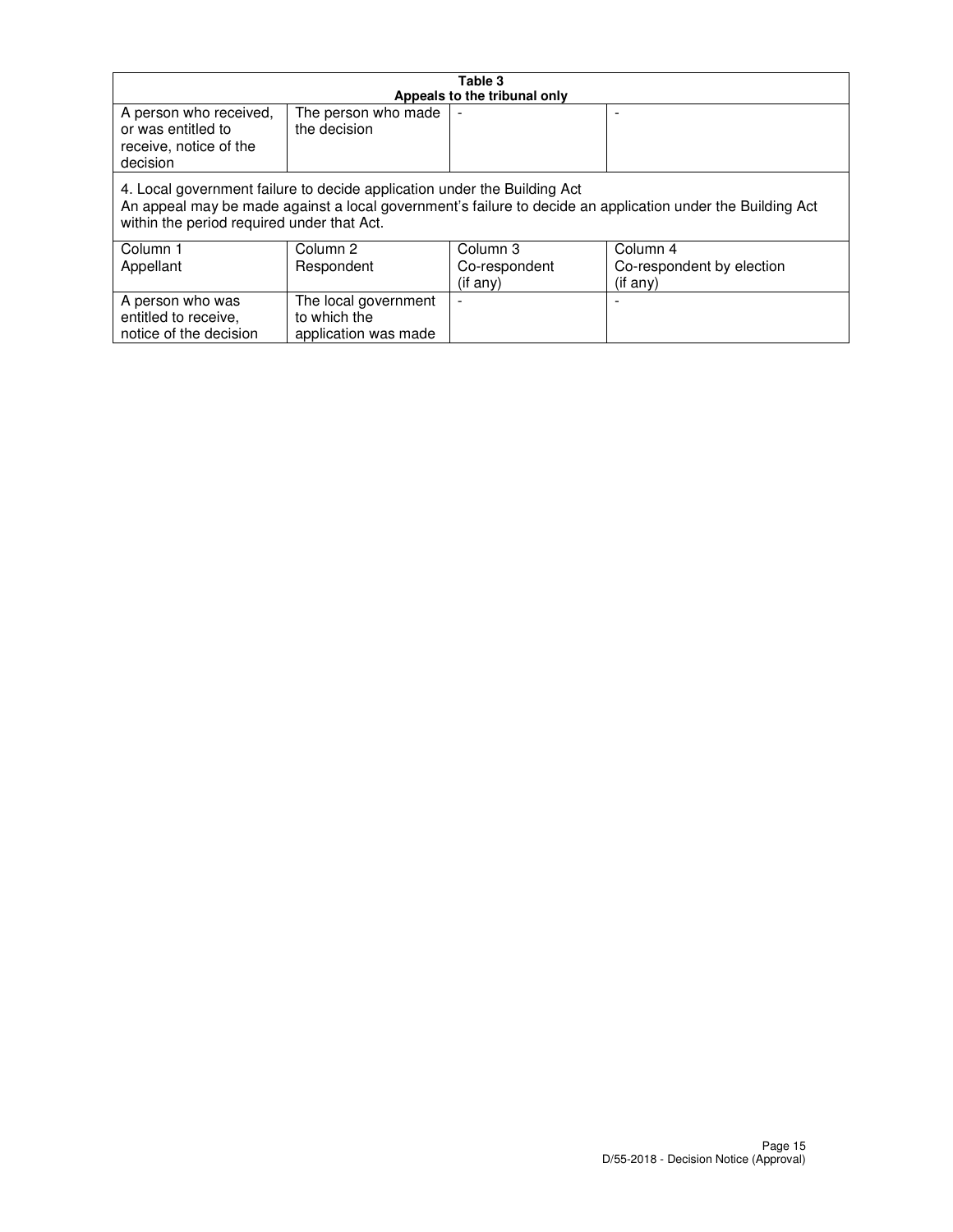| Table 3<br>Appeals to the tribunal only | | | |
|---|---|---|---|
| A person who received, or was entitled to receive, notice of the decision | The person who made the decision | - | - |

4. Local government failure to decide application under the Building Act
An appeal may be made against a local government's failure to decide an application under the Building Act within the period required under that Act.

| Column 1<br>Appellant | Column 2<br>Respondent | Column 3<br>Co-respondent (if any) | Column 4<br>Co-respondent by election (if any) |
|---|---|---|---|
| A person who was entitled to receive, notice of the decision | The local government to which the application was made | - | - |